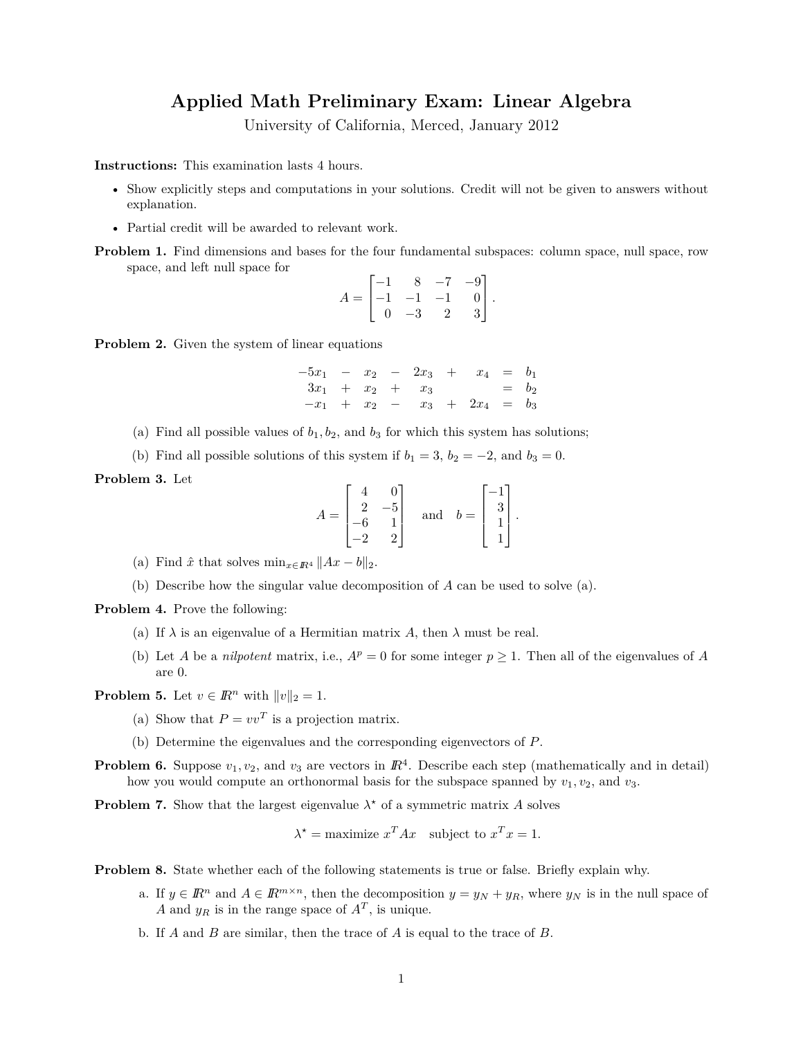# Applied Math Preliminary Exam: Linear Algebra

University of California, Merced, January 2012

**Instructions:** This examination lasts 4 hours.

- Show explicitly steps and computations in your solutions. Credit will not be given to answers without explanation.
- Partial credit will be awarded to relevant work.

**Problem 1.** Find dimensions and bases for the four fundamental subspaces: column space, null space, row space, and left null space for

$$A = \begin{bmatrix} -1 & 8 & -7 & -9 \\ -1 & -1 & -1 & 0 \\ 0 & -3 & 2 & 3 \end{bmatrix}.$$

**Problem 2.** Given the system of linear equations

$$\begin{array}{rcrcrcrcl} -5x_1 & - & x_2 & - & 2x_3 & + & x_4 & = & b_1 \\ 3x_1 & + & x_2 & + & x_3 & & & = & b_2 \\ -x_1 & + & x_2 & - & x_3 & + & 2x_4 & = & b_3 \end{array}$$

(a) Find all possible values of $b_1, b_2$, and $b_3$ for which this system has solutions;

(b) Find all possible solutions of this system if $b_1 = 3$, $b_2 = -2$, and $b_3 = 0$.

**Problem 3.** Let

$$A = \begin{bmatrix} 4 & 0 \\ 2 & -5 \\ -6 & 1 \\ -2 & 2 \end{bmatrix} \quad \text{and} \quad b = \begin{bmatrix} -1 \\ 3 \\ 1 \\ 1 \end{bmatrix}.$$

(a) Find $\hat{x}$ that solves $\min_{x \in \mathbb{R}^4} \|Ax - b\|_2$.

(b) Describe how the singular value decomposition of $A$ can be used to solve (a).

**Problem 4.** Prove the following:

(a) If $\lambda$ is an eigenvalue of a Hermitian matrix $A$, then $\lambda$ must be real.

(b) Let $A$ be a *nilpotent* matrix, i.e., $A^p = 0$ for some integer $p \geq 1$. Then all of the eigenvalues of $A$ are 0.

**Problem 5.** Let $v \in \mathbb{R}^n$ with $\|v\|_2 = 1$.

(a) Show that $P = vv^T$ is a projection matrix.

(b) Determine the eigenvalues and the corresponding eigenvectors of $P$.

**Problem 6.** Suppose $v_1, v_2$, and $v_3$ are vectors in $\mathbb{R}^4$. Describe each step (mathematically and in detail) how you would compute an orthonormal basis for the subspace spanned by $v_1, v_2$, and $v_3$.

**Problem 7.** Show that the largest eigenvalue $\lambda^\star$ of a symmetric matrix $A$ solves

$$\lambda^\star = \text{maximize } x^T A x \quad \text{subject to } x^T x = 1.$$

**Problem 8.** State whether each of the following statements is true or false. Briefly explain why.

a. If $y \in \mathbb{R}^n$ and $A \in \mathbb{R}^{m \times n}$, then the decomposition $y = y_N + y_R$, where $y_N$ is in the null space of $A$ and $y_R$ is in the range space of $A^T$, is unique.

b. If $A$ and $B$ are similar, then the trace of $A$ is equal to the trace of $B$.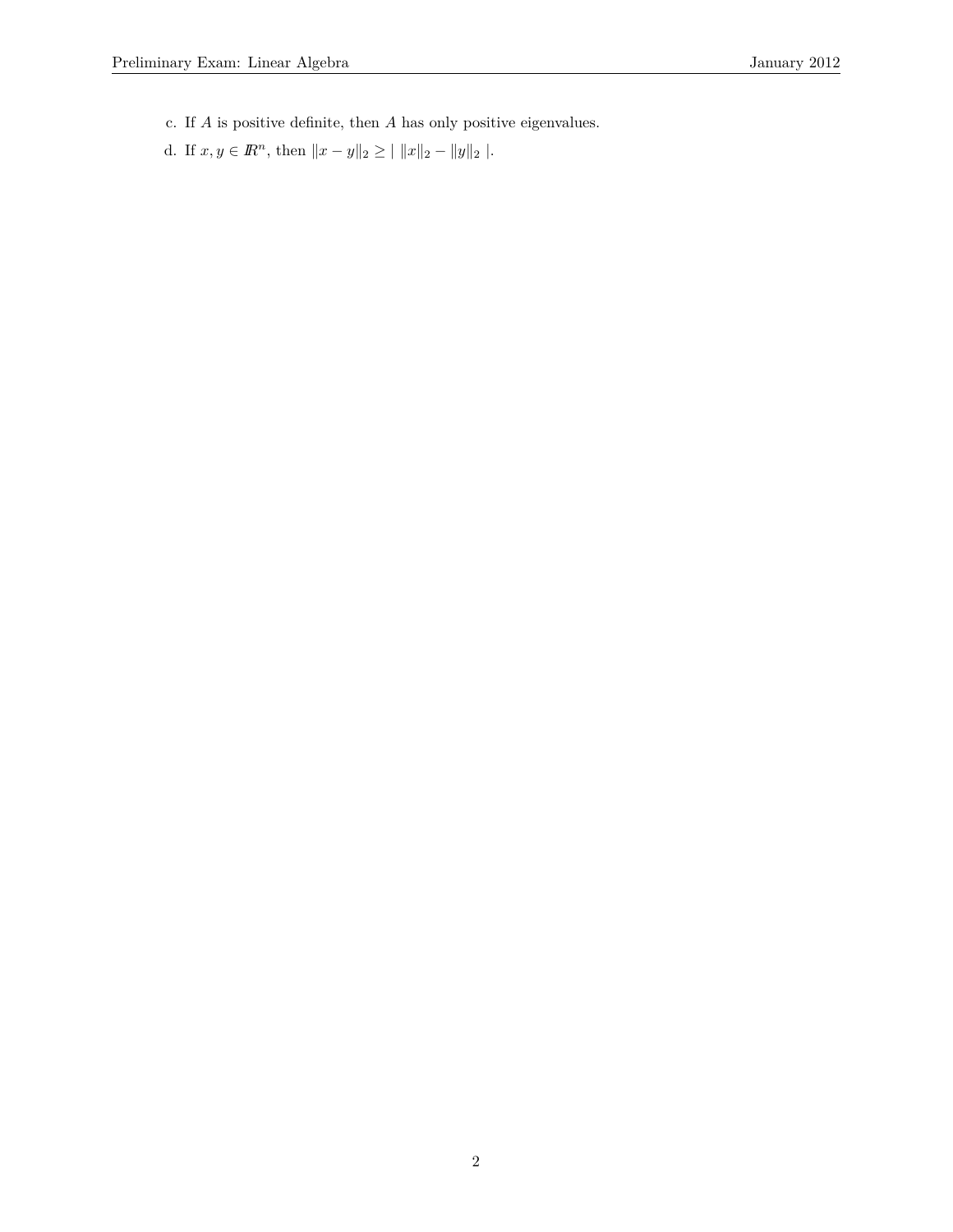c. If $A$ is positive definite, then $A$ has only positive eigenvalues.

d. If $x, y \in \mathbb{R}^n$, then $\|x - y\|_2 \geq | \; \|x\|_2 - \|y\|_2 \; |$.